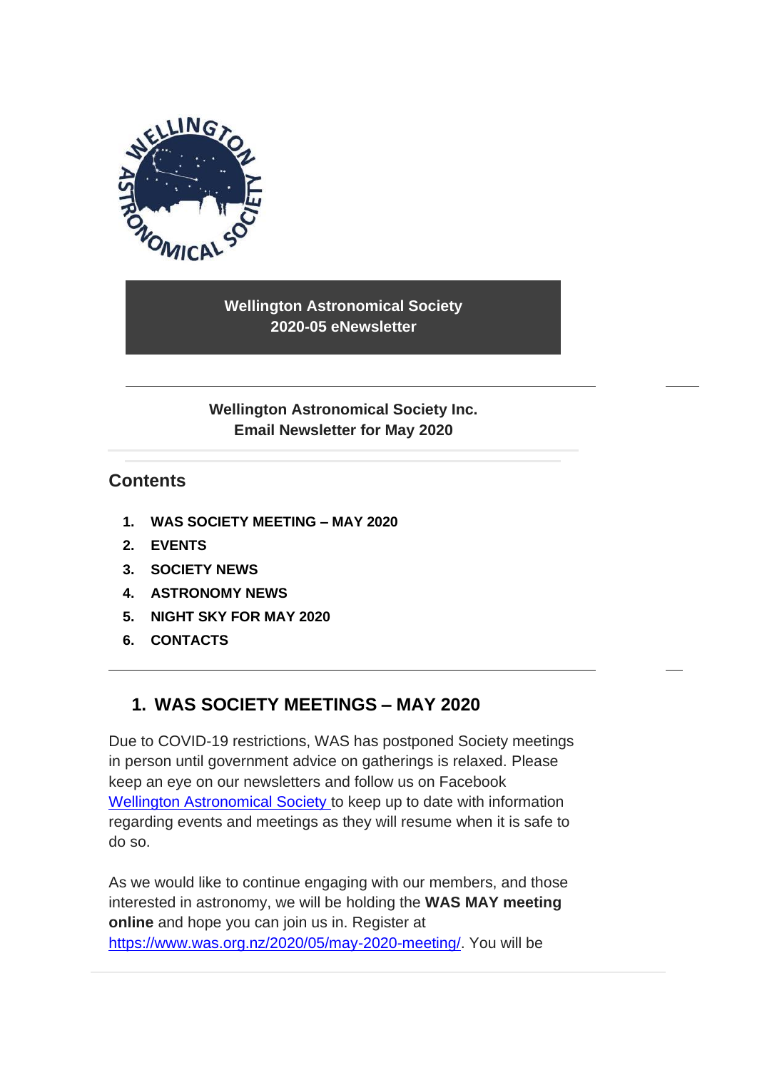**Wellington Astronomical Society**
**2020-05 eNewsletter**

---

**Wellington Astronomical Society Inc.**
**Email Newsletter for May 2020**

---

## Contents

1. **WAS SOCIETY MEETING – MAY 2020**
2. **EVENTS**
3. **SOCIETY NEWS**
4. **ASTRONOMY NEWS**
5. **NIGHT SKY FOR MAY 2020**
6. **CONTACTS**

---

## 1. WAS SOCIETY MEETINGS – MAY 2020

Due to COVID-19 restrictions, WAS has postponed Society meetings in person until government advice on gatherings is relaxed. Please keep an eye on our newsletters and follow us on Facebook [Wellington Astronomical Society](https://www.facebook.com) to keep up to date with information regarding events and meetings as they will resume when it is safe to do so.

As we would like to continue engaging with our members, and those interested in astronomy, we will be holding the **WAS MAY meeting online** and hope you can join us in. Register at https://www.was.org.nz/2020/05/may-2020-meeting/. You will be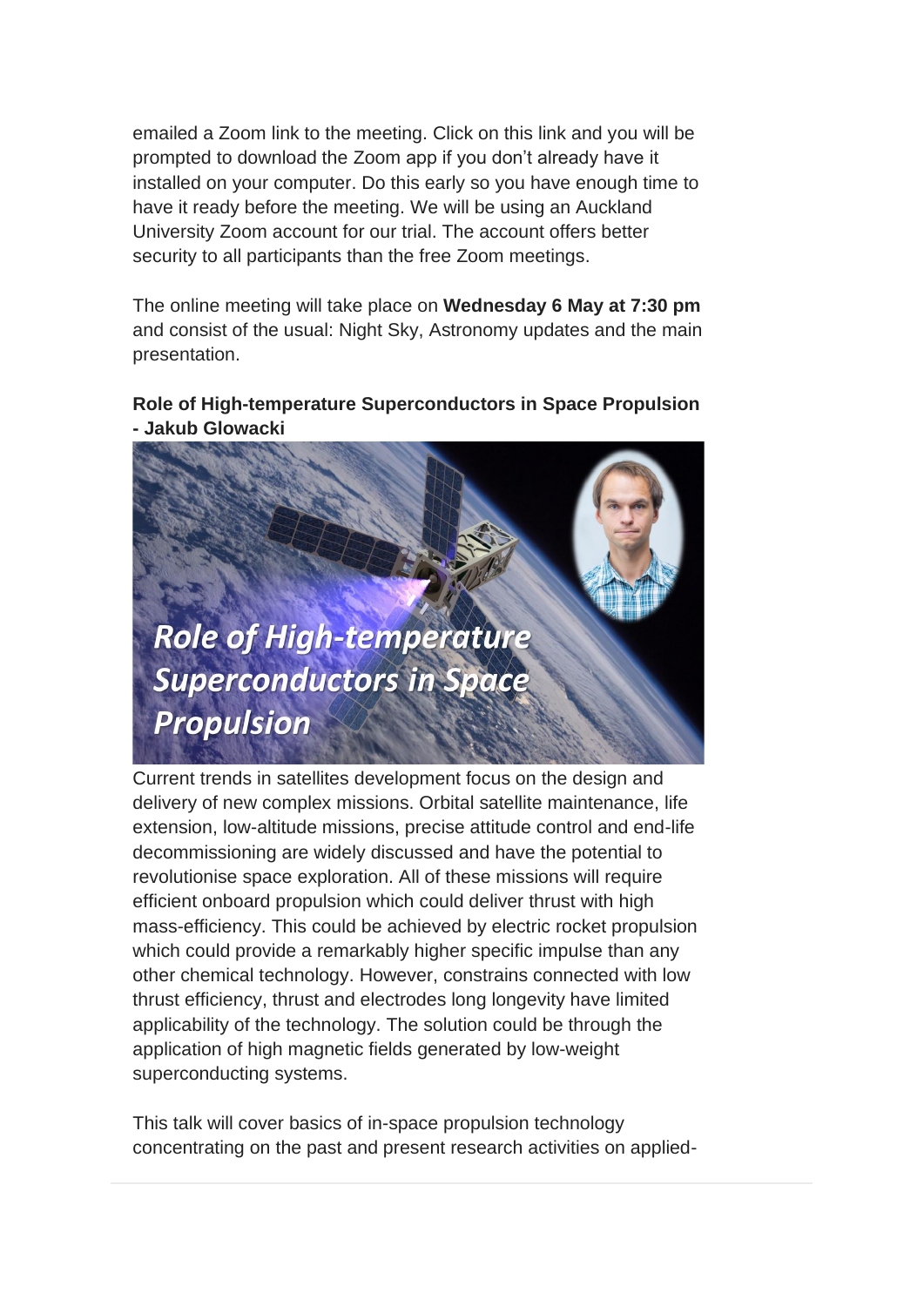emailed a Zoom link to the meeting. Click on this link and you will be prompted to download the Zoom app if you don't already have it installed on your computer. Do this early so you have enough time to have it ready before the meeting. We will be using an Auckland University Zoom account for our trial. The account offers better security to all participants than the free Zoom meetings.

The online meeting will take place on **Wednesday 6 May at 7:30 pm** and consist of the usual: Night Sky, Astronomy updates and the main presentation.

**Role of High-temperature Superconductors in Space Propulsion - Jakub Glowacki**

Current trends in satellites development focus on the design and delivery of new complex missions. Orbital satellite maintenance, life extension, low-altitude missions, precise attitude control and end-life decommissioning are widely discussed and have the potential to revolutionise space exploration. All of these missions will require efficient onboard propulsion which could deliver thrust with high mass-efficiency. This could be achieved by electric rocket propulsion which could provide a remarkably higher specific impulse than any other chemical technology. However, constrains connected with low thrust efficiency, thrust and electrodes long longevity have limited applicability of the technology. The solution could be through the application of high magnetic fields generated by low-weight superconducting systems.

This talk will cover basics of in-space propulsion technology concentrating on the past and present research activities on applied-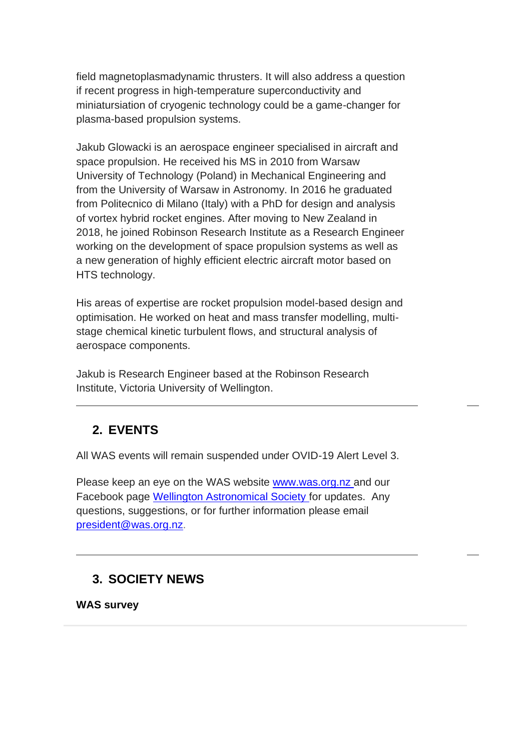field magnetoplasmadynamic thrusters. It will also address a question if recent progress in high-temperature superconductivity and miniatursiation of cryogenic technology could be a game-changer for plasma-based propulsion systems.

Jakub Glowacki is an aerospace engineer specialised in aircraft and space propulsion. He received his MS in 2010 from Warsaw University of Technology (Poland) in Mechanical Engineering and from the University of Warsaw in Astronomy. In 2016 he graduated from Politecnico di Milano (Italy) with a PhD for design and analysis of vortex hybrid rocket engines. After moving to New Zealand in 2018, he joined Robinson Research Institute as a Research Engineer working on the development of space propulsion systems as well as a new generation of highly efficient electric aircraft motor based on HTS technology.

His areas of expertise are rocket propulsion model-based design and optimisation. He worked on heat and mass transfer modelling, multi-stage chemical kinetic turbulent flows, and structural analysis of aerospace components.

Jakub is Research Engineer based at the Robinson Research Institute, Victoria University of Wellington.

---

## 2. EVENTS

All WAS events will remain suspended under OVID-19 Alert Level 3.

Please keep an eye on the WAS website [www.was.org.nz](www.was.org.nz) and our Facebook page [Wellington Astronomical Society](Wellington Astronomical Society) for updates. Any questions, suggestions, or for further information please email [president@was.org.nz](mailto:president@was.org.nz).

---

## 3. SOCIETY NEWS

**WAS survey**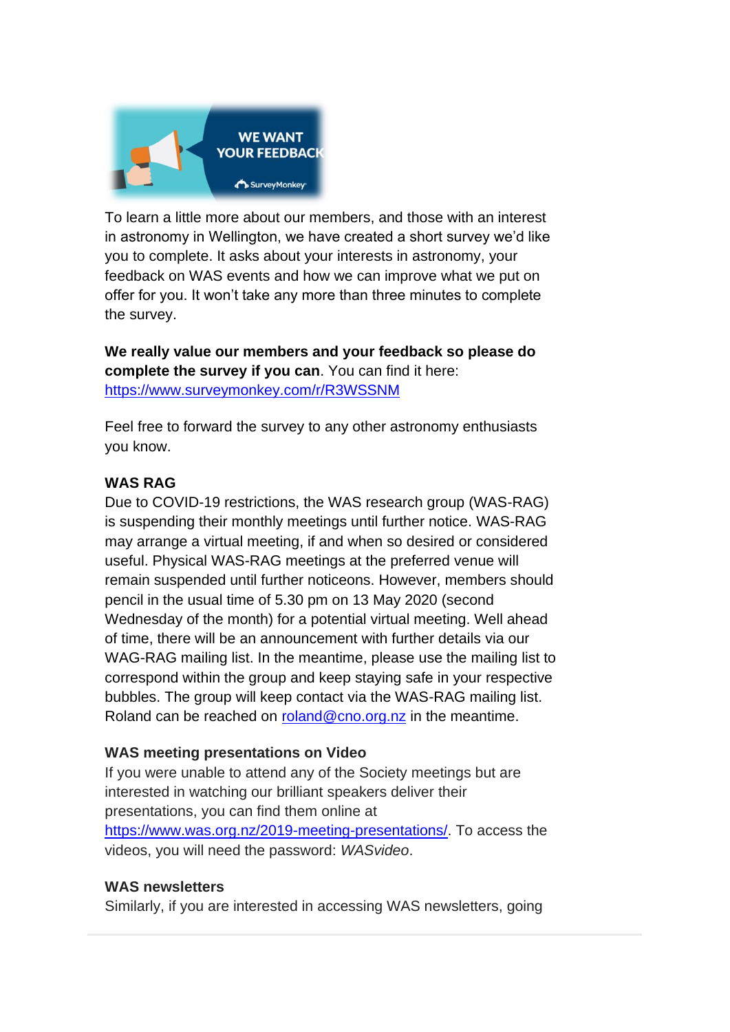To learn a little more about our members, and those with an interest in astronomy in Wellington, we have created a short survey we'd like you to complete. It asks about your interests in astronomy, your feedback on WAS events and how we can improve what we put on offer for you. It won't take any more than three minutes to complete the survey.

**We really value our members and your feedback so please do complete the survey if you can**. You can find it here: https://www.surveymonkey.com/r/R3WSSNM

Feel free to forward the survey to any other astronomy enthusiasts you know.

**WAS RAG**

Due to COVID-19 restrictions, the WAS research group (WAS-RAG) is suspending their monthly meetings until further notice. WAS-RAG may arrange a virtual meeting, if and when so desired or considered useful. Physical WAS-RAG meetings at the preferred venue will remain suspended until further noticeons. However, members should pencil in the usual time of 5.30 pm on 13 May 2020 (second Wednesday of the month) for a potential virtual meeting. Well ahead of time, there will be an announcement with further details via our WAG-RAG mailing list. In the meantime, please use the mailing list to correspond within the group and keep staying safe in your respective bubbles. The group will keep contact via the WAS-RAG mailing list. Roland can be reached on roland@cno.org.nz in the meantime.

**WAS meeting presentations on Video**

If you were unable to attend any of the Society meetings but are interested in watching our brilliant speakers deliver their presentations, you can find them online at https://www.was.org.nz/2019-meeting-presentations/. To access the videos, you will need the password: *WASvideo*.

**WAS newsletters**

Similarly, if you are interested in accessing WAS newsletters, going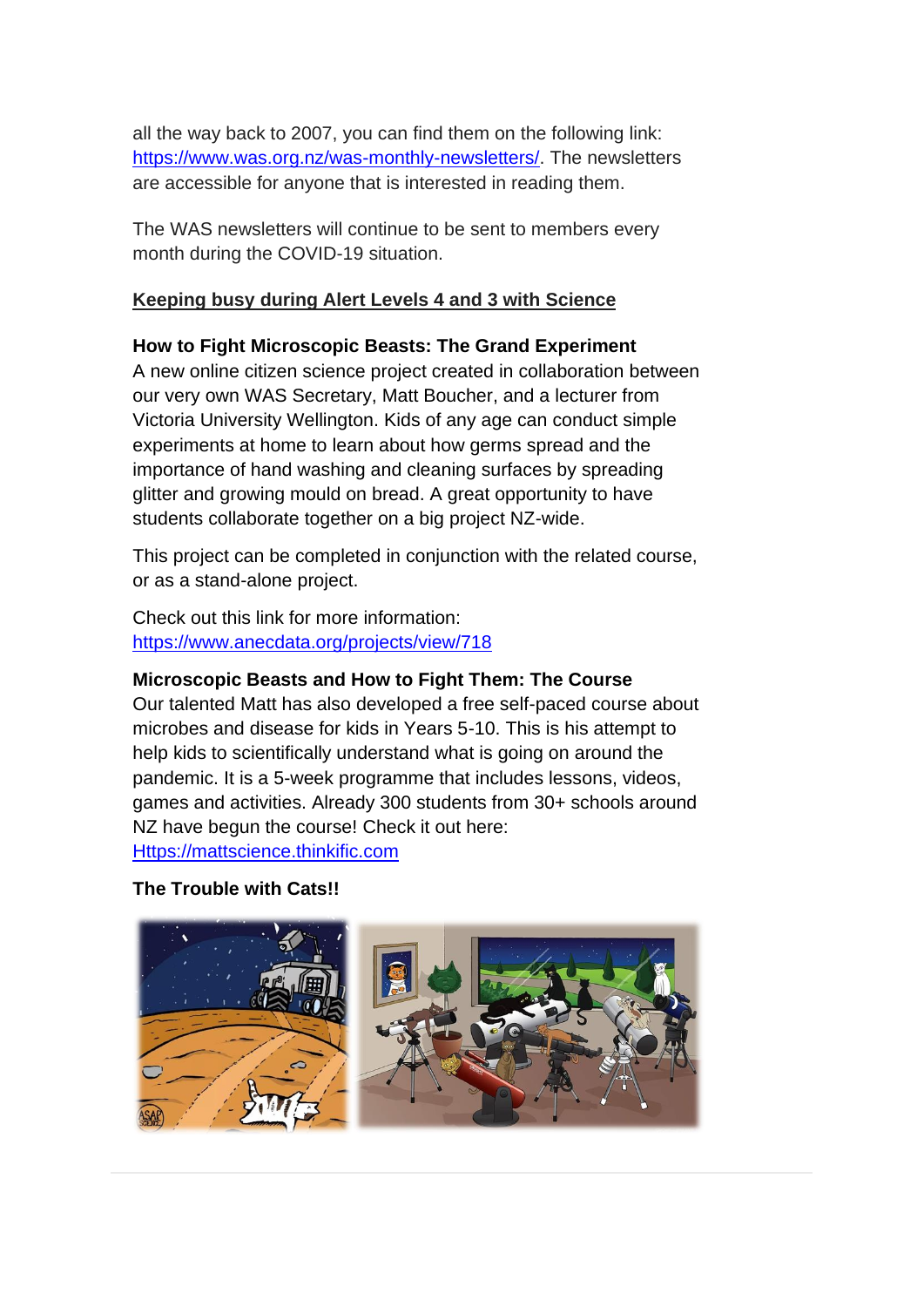all the way back to 2007, you can find them on the following link: [https://www.was.org.nz/was-monthly-newsletters/](https://www.was.org.nz/was-monthly-newsletters/). The newsletters are accessible for anyone that is interested in reading them.

The WAS newsletters will continue to be sent to members every month during the COVID-19 situation.

## Keeping busy during Alert Levels 4 and 3 with Science

**How to Fight Microscopic Beasts: The Grand Experiment**
A new online citizen science project created in collaboration between our very own WAS Secretary, Matt Boucher, and a lecturer from Victoria University Wellington. Kids of any age can conduct simple experiments at home to learn about how germs spread and the importance of hand washing and cleaning surfaces by spreading glitter and growing mould on bread. A great opportunity to have students collaborate together on a big project NZ-wide.

This project can be completed in conjunction with the related course, or as a stand-alone project.

Check out this link for more information:
[https://www.anecdata.org/projects/view/718](https://www.anecdata.org/projects/view/718)

**Microscopic Beasts and How to Fight Them: The Course**
Our talented Matt has also developed a free self-paced course about microbes and disease for kids in Years 5-10. This is his attempt to help kids to scientifically understand what is going on around the pandemic. It is a 5-week programme that includes lessons, videos, games and activities. Already 300 students from 30+ schools around NZ have begun the course! Check it out here:
[Https://mattscience.thinkific.com](Https://mattscience.thinkific.com)

**The Trouble with Cats!!**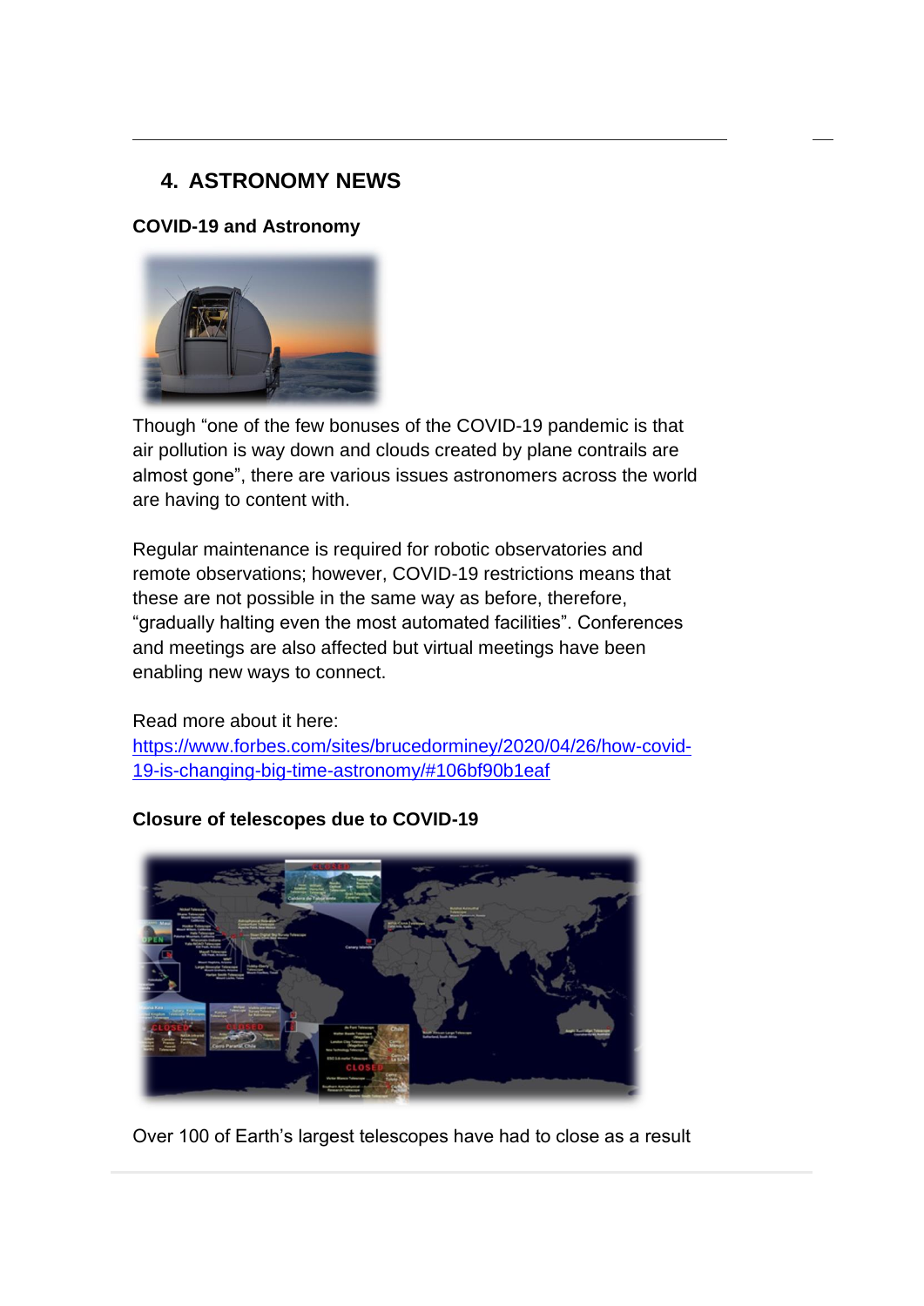## 4. ASTRONOMY NEWS

### COVID-19 and Astronomy

Though “one of the few bonuses of the COVID-19 pandemic is that air pollution is way down and clouds created by plane contrails are almost gone”, there are various issues astronomers across the world are having to content with.

Regular maintenance is required for robotic observatories and remote observations; however, COVID-19 restrictions means that these are not possible in the same way as before, therefore, “gradually halting even the most automated facilities”. Conferences and meetings are also affected but virtual meetings have been enabling new ways to connect.

Read more about it here:
https://www.forbes.com/sites/brucedorminey/2020/04/26/how-covid-19-is-changing-big-time-astronomy/#106bf90b1eaf

### Closure of telescopes due to COVID-19

Over 100 of Earth’s largest telescopes have had to close as a result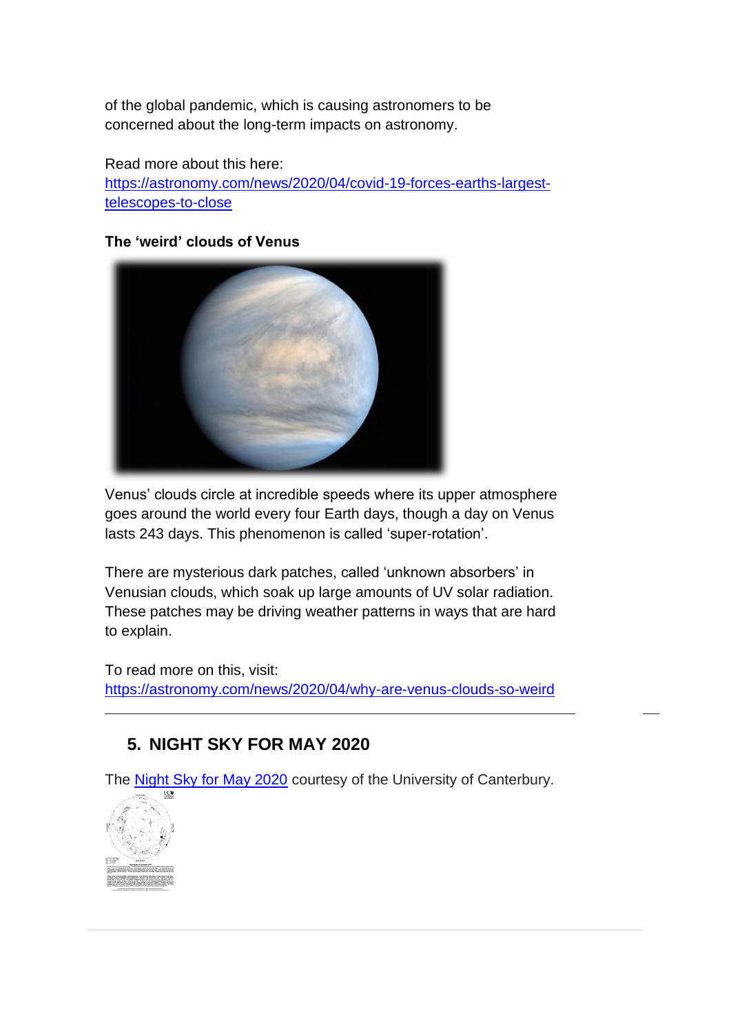of the global pandemic, which is causing astronomers to be concerned about the long-term impacts on astronomy.

Read more about this here: [https://astronomy.com/news/2020/04/covid-19-forces-earths-largest-telescopes-to-close](https://astronomy.com/news/2020/04/covid-19-forces-earths-largest-telescopes-to-close)

**The ‘weird’ clouds of Venus**

Venus’ clouds circle at incredible speeds where its upper atmosphere goes around the world every four Earth days, though a day on Venus lasts 243 days. This phenomenon is called ‘super-rotation’.

There are mysterious dark patches, called ‘unknown absorbers’ in Venusian clouds, which soak up large amounts of UV solar radiation. These patches may be driving weather patterns in ways that are hard to explain.

To read more on this, visit: [https://astronomy.com/news/2020/04/why-are-venus-clouds-so-weird](https://astronomy.com/news/2020/04/why-are-venus-clouds-so-weird)

---

## 5. NIGHT SKY FOR MAY 2020

The Night Sky for May 2020 courtesy of the University of Canterbury.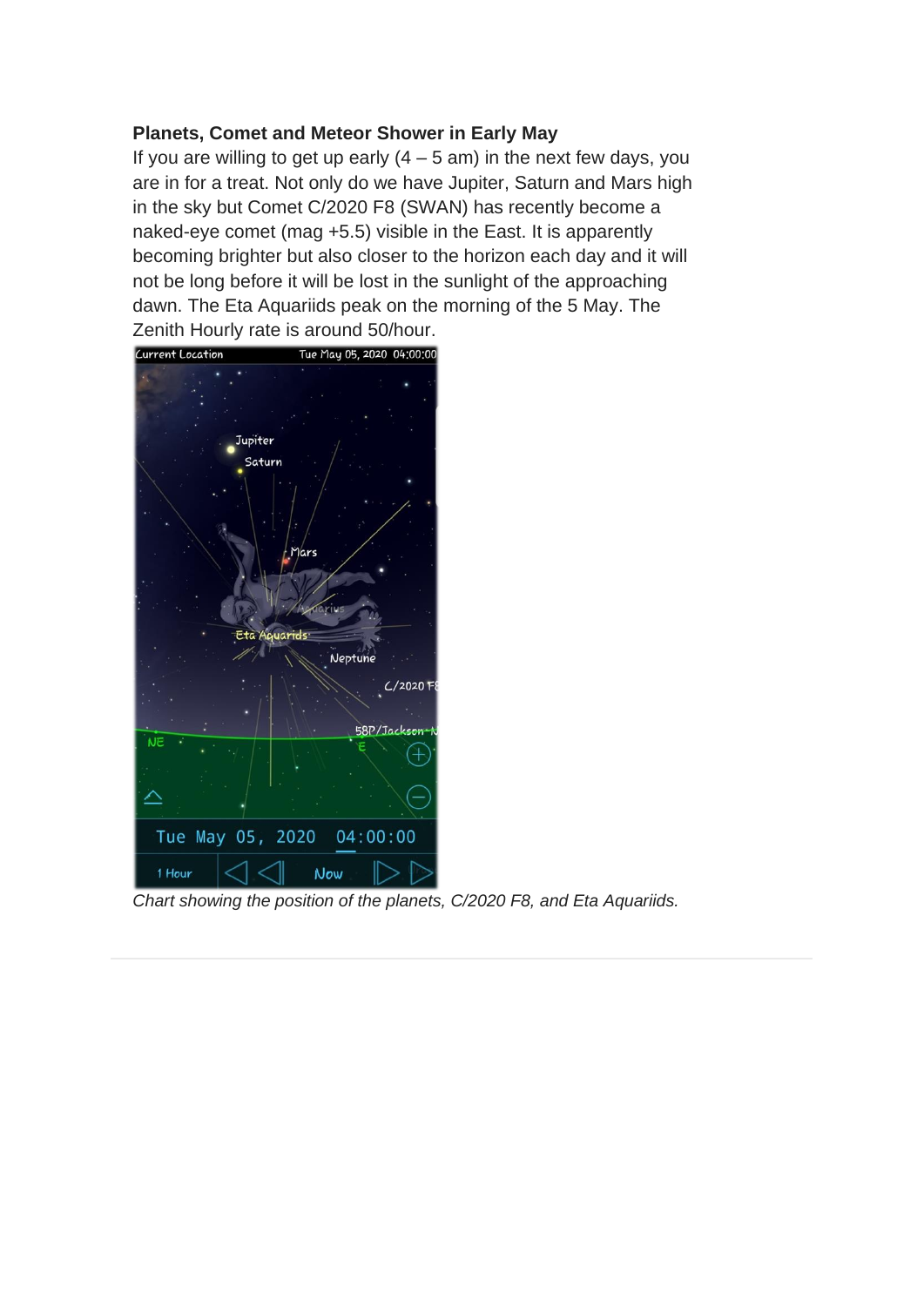**Planets, Comet and Meteor Shower in Early May**

If you are willing to get up early (4 – 5 am) in the next few days, you are in for a treat. Not only do we have Jupiter, Saturn and Mars high in the sky but Comet C/2020 F8 (SWAN) has recently become a naked-eye comet (mag +5.5) visible in the East. It is apparently becoming brighter but also closer to the horizon each day and it will not be long before it will be lost in the sunlight of the approaching dawn. The Eta Aquariids peak on the morning of the 5 May. The Zenith Hourly rate is around 50/hour.

*Chart showing the position of the planets, C/2020 F8, and Eta Aquariids.*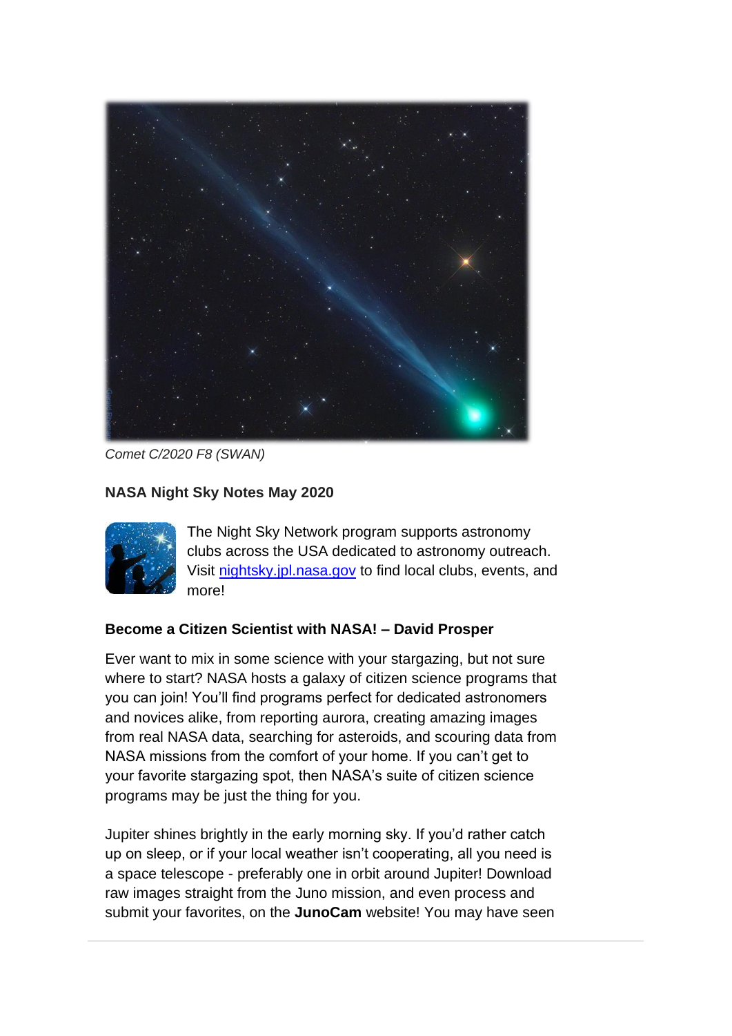*Comet C/2020 F8 (SWAN)*

**NASA Night Sky Notes May 2020**

The Night Sky Network program supports astronomy clubs across the USA dedicated to astronomy outreach. Visit [nightsky.jpl.nasa.gov](nightsky.jpl.nasa.gov) to find local clubs, events, and more!

**Become a Citizen Scientist with NASA! – David Prosper**

Ever want to mix in some science with your stargazing, but not sure where to start? NASA hosts a galaxy of citizen science programs that you can join! You'll find programs perfect for dedicated astronomers and novices alike, from reporting aurora, creating amazing images from real NASA data, searching for asteroids, and scouring data from NASA missions from the comfort of your home. If you can't get to your favorite stargazing spot, then NASA's suite of citizen science programs may be just the thing for you.

Jupiter shines brightly in the early morning sky. If you'd rather catch up on sleep, or if your local weather isn't cooperating, all you need is a space telescope - preferably one in orbit around Jupiter! Download raw images straight from the Juno mission, and even process and submit your favorites, on the **JunoCam** website! You may have seen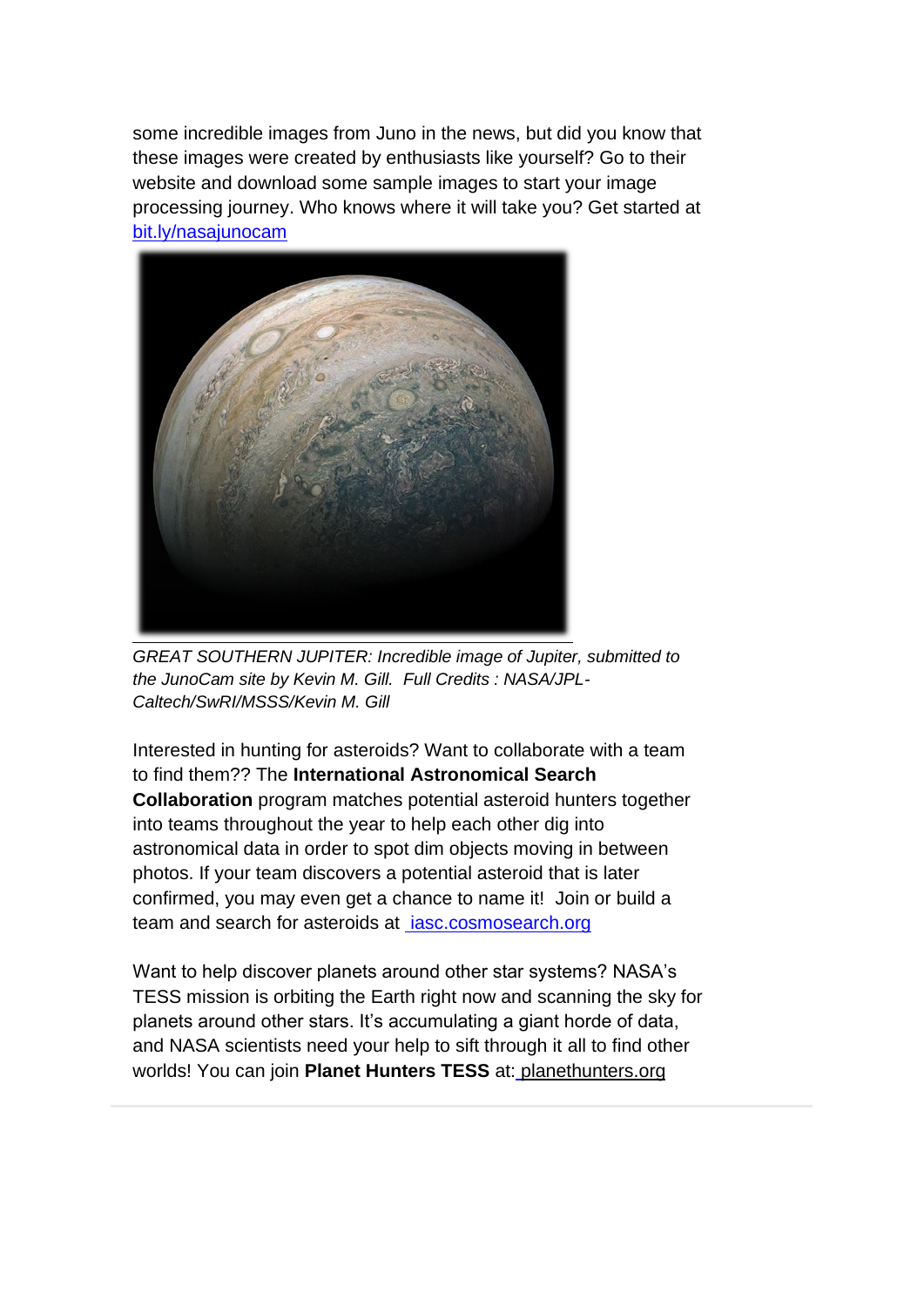some incredible images from Juno in the news, but did you know that these images were created by enthusiasts like yourself? Go to their website and download some sample images to start your image processing journey. Who knows where it will take you? Get started at [bit.ly/nasajunocam](bit.ly/nasajunocam)

*GREAT SOUTHERN JUPITER: Incredible image of Jupiter, submitted to the JunoCam site by Kevin M. Gill. Full Credits : NASA/JPL-Caltech/SwRI/MSSS/Kevin M. Gill*

Interested in hunting for asteroids? Want to collaborate with a team to find them?? The **International Astronomical Search Collaboration** program matches potential asteroid hunters together into teams throughout the year to help each other dig into astronomical data in order to spot dim objects moving in between photos. If your team discovers a potential asteroid that is later confirmed, you may even get a chance to name it! Join or build a team and search for asteroids at [iasc.cosmosearch.org](iasc.cosmosearch.org)

Want to help discover planets around other star systems? NASA's TESS mission is orbiting the Earth right now and scanning the sky for planets around other stars. It's accumulating a giant horde of data, and NASA scientists need your help to sift through it all to find other worlds! You can join **Planet Hunters TESS** at: [planethunters.org](planethunters.org)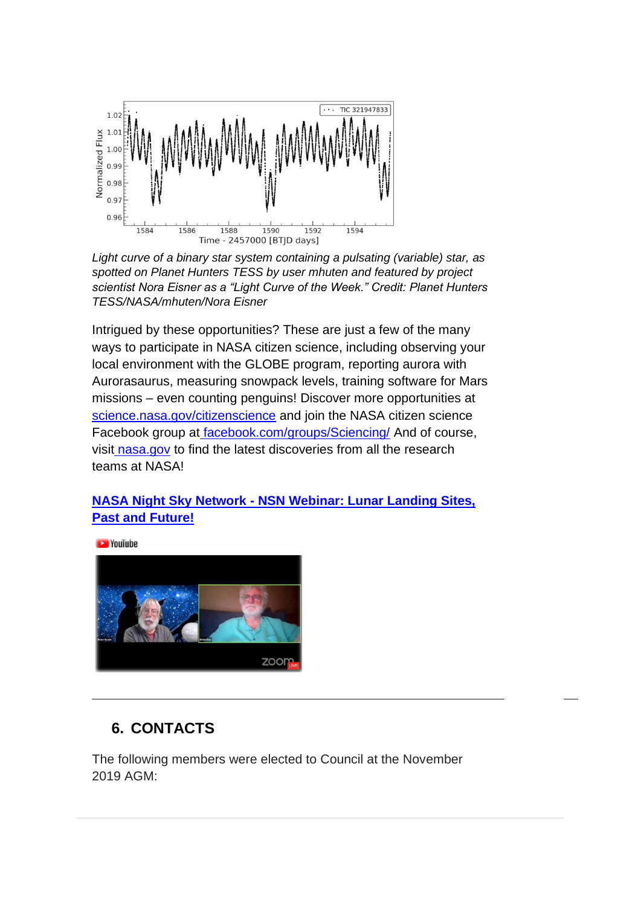*Light curve of a binary star system containing a pulsating (variable) star, as spotted on Planet Hunters TESS by user mhuten and featured by project scientist Nora Eisner as a "Light Curve of the Week." Credit: Planet Hunters TESS/NASA/mhuten/Nora Eisner*

Intrigued by these opportunities? These are just a few of the many ways to participate in NASA citizen science, including observing your local environment with the GLOBE program, reporting aurora with Aurorasaurus, measuring snowpack levels, training software for Mars missions – even counting penguins! Discover more opportunities at science.nasa.gov/citizenscience and join the NASA citizen science Facebook group at facebook.com/groups/Sciencing/ And of course, visit nasa.gov to find the latest discoveries from all the research teams at NASA!

**NASA Night Sky Network - NSN Webinar: Lunar Landing Sites, Past and Future!**

---

## 6. CONTACTS

The following members were elected to Council at the November 2019 AGM: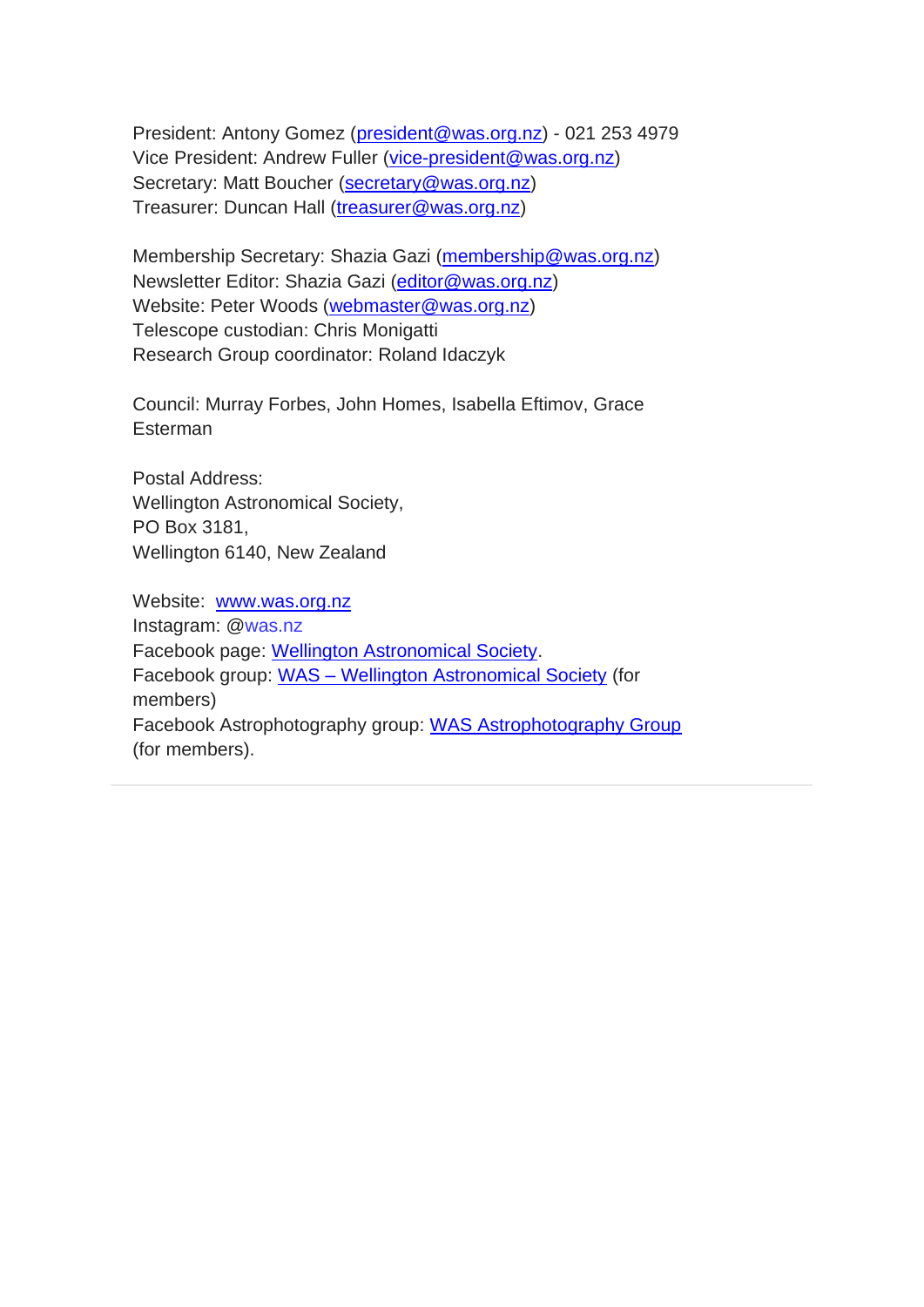President: Antony Gomez (president@was.org.nz) - 021 253 4979
Vice President: Andrew Fuller (vice-president@was.org.nz)
Secretary: Matt Boucher (secretary@was.org.nz)
Treasurer: Duncan Hall (treasurer@was.org.nz)

Membership Secretary: Shazia Gazi (membership@was.org.nz)
Newsletter Editor: Shazia Gazi (editor@was.org.nz)
Website: Peter Woods (webmaster@was.org.nz)
Telescope custodian: Chris Monigatti
Research Group coordinator: Roland Idaczyk

Council: Murray Forbes, John Homes, Isabella Eftimov, Grace Esterman

Postal Address:
Wellington Astronomical Society,
PO Box 3181,
Wellington 6140, New Zealand

Website: www.was.org.nz
Instagram: @was.nz
Facebook page: Wellington Astronomical Society.
Facebook group: WAS – Wellington Astronomical Society (for members)
Facebook Astrophotography group: WAS Astrophotography Group (for members).